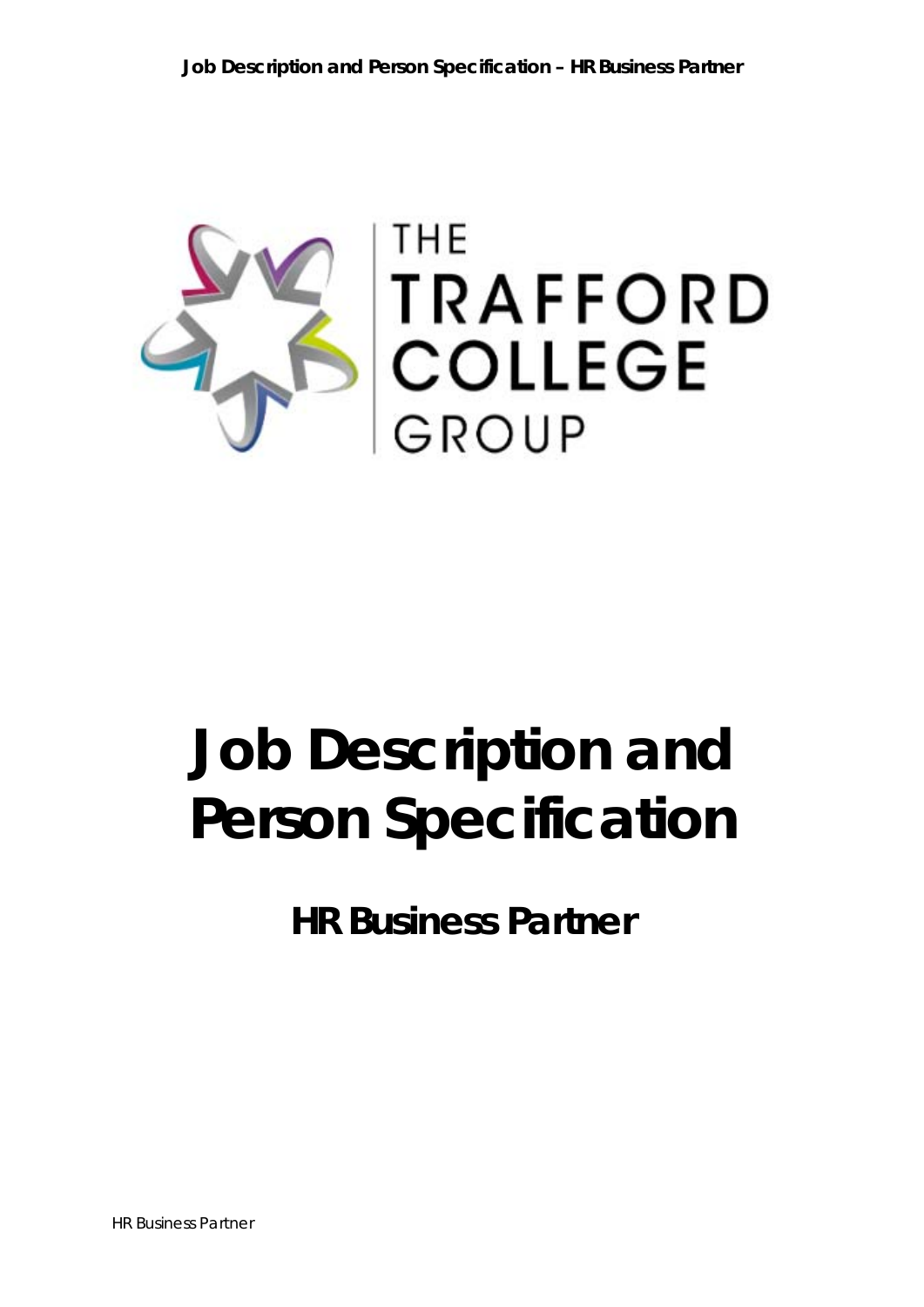# Job Description and Person Specification

## HR Business Partner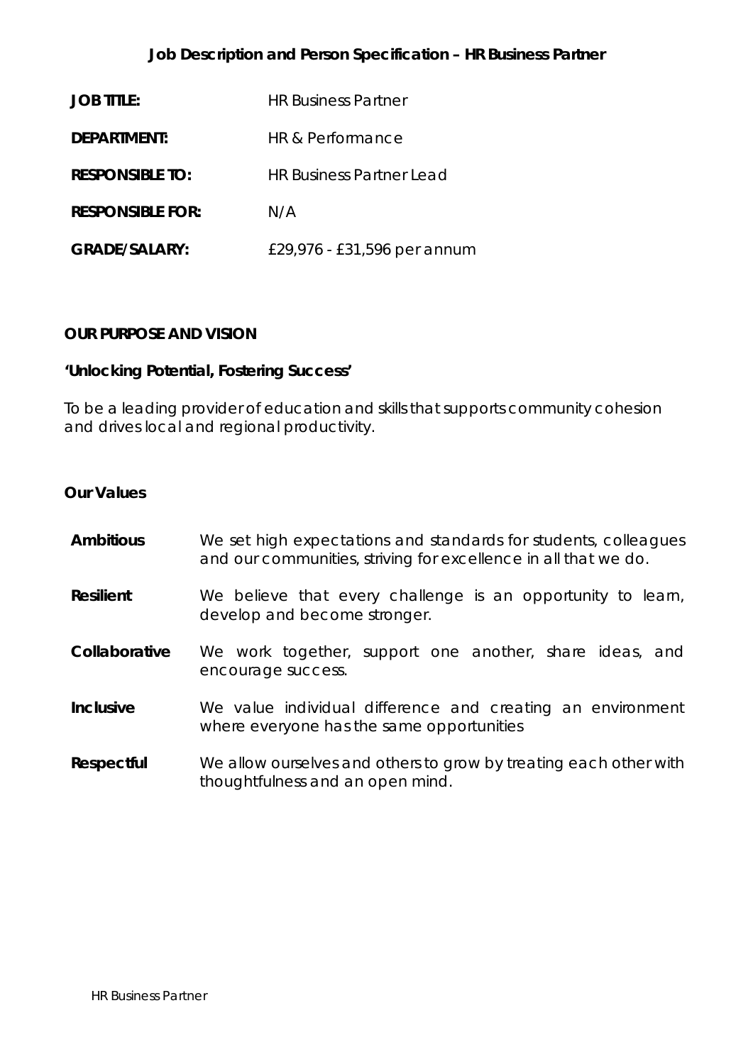**Job Description and Person Specification – HR Business Partner**

| | |
|---|---|
| **JOB TITLE:** | HR Business Partner |
| **DEPARTMENT:** | HR & Performance |
| **RESPONSIBLE TO:** | HR Business Partner Lead |
| **RESPONSIBLE FOR:** | N/A |
| **GRADE/SALARY:** | £29,976 - £31,596 per annum |

**OUR PURPOSE AND VISION**

**'Unlocking Potential, Fostering Success'**

To be a leading provider of education and skills that supports community cohesion and drives local and regional productivity.

**Our Values**

| | |
|---|---|
| **Ambitious** | We set high expectations and standards for students, colleagues and our communities, striving for excellence in all that we do. |
| **Resilient** | We believe that every challenge is an opportunity to learn, develop and become stronger. |
| **Collaborative** | We work together, support one another, share ideas, and encourage success. |
| **Inclusive** | We value individual difference and creating an environment where everyone has the same opportunities |
| **Respectful** | We allow ourselves and others to grow by treating each other with thoughtfulness and an open mind. |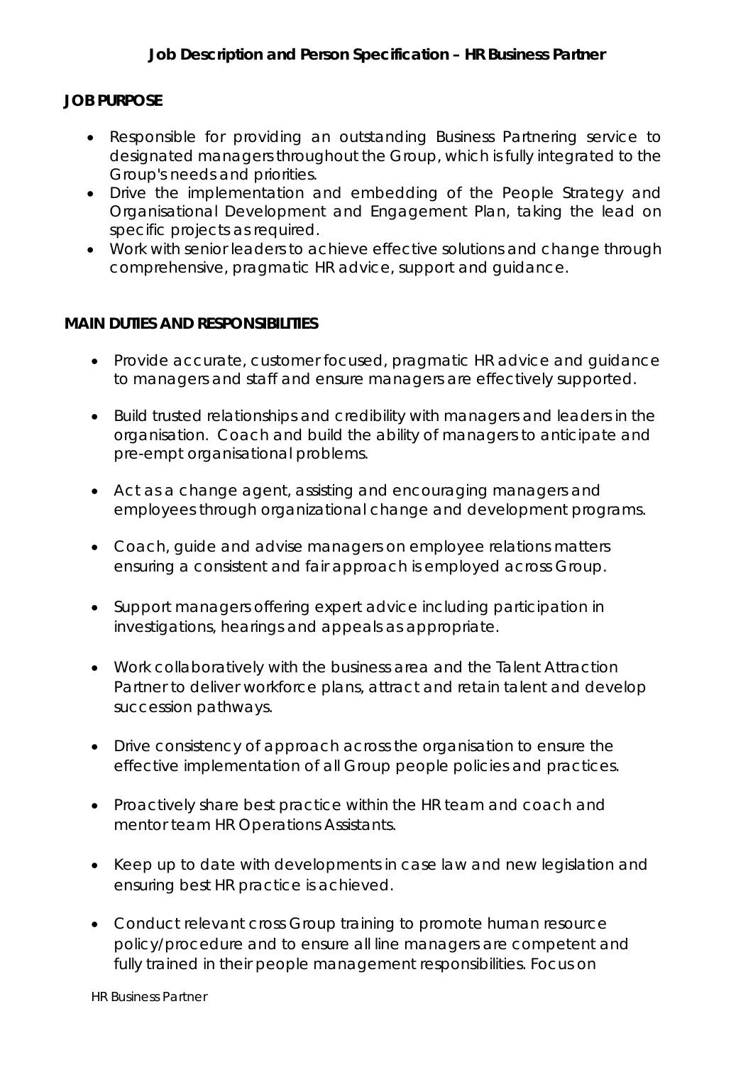**Job Description and Person Specification – HR Business Partner**

**JOB PURPOSE**

- Responsible for providing an outstanding Business Partnering service to designated managers throughout the Group, which is fully integrated to the Group's needs and priorities.
- Drive the implementation and embedding of the People Strategy and Organisational Development and Engagement Plan, taking the lead on specific projects as required.
- Work with senior leaders to achieve effective solutions and change through comprehensive, pragmatic HR advice, support and guidance.

**MAIN DUTIES AND RESPONSIBILITIES**

- Provide accurate, customer focused, pragmatic HR advice and guidance to managers and staff and ensure managers are effectively supported.
- Build trusted relationships and credibility with managers and leaders in the organisation. Coach and build the ability of managers to anticipate and pre-empt organisational problems.
- Act as a change agent, assisting and encouraging managers and employees through organizational change and development programs.
- Coach, guide and advise managers on employee relations matters ensuring a consistent and fair approach is employed across Group.
- Support managers offering expert advice including participation in investigations, hearings and appeals as appropriate.
- Work collaboratively with the business area and the Talent Attraction Partner to deliver workforce plans, attract and retain talent and develop succession pathways.
- Drive consistency of approach across the organisation to ensure the effective implementation of all Group people policies and practices.
- Proactively share best practice within the HR team and coach and mentor team HR Operations Assistants.
- Keep up to date with developments in case law and new legislation and ensuring best HR practice is achieved.
- Conduct relevant cross Group training to promote human resource policy/procedure and to ensure all line managers are competent and fully trained in their people management responsibilities. Focus on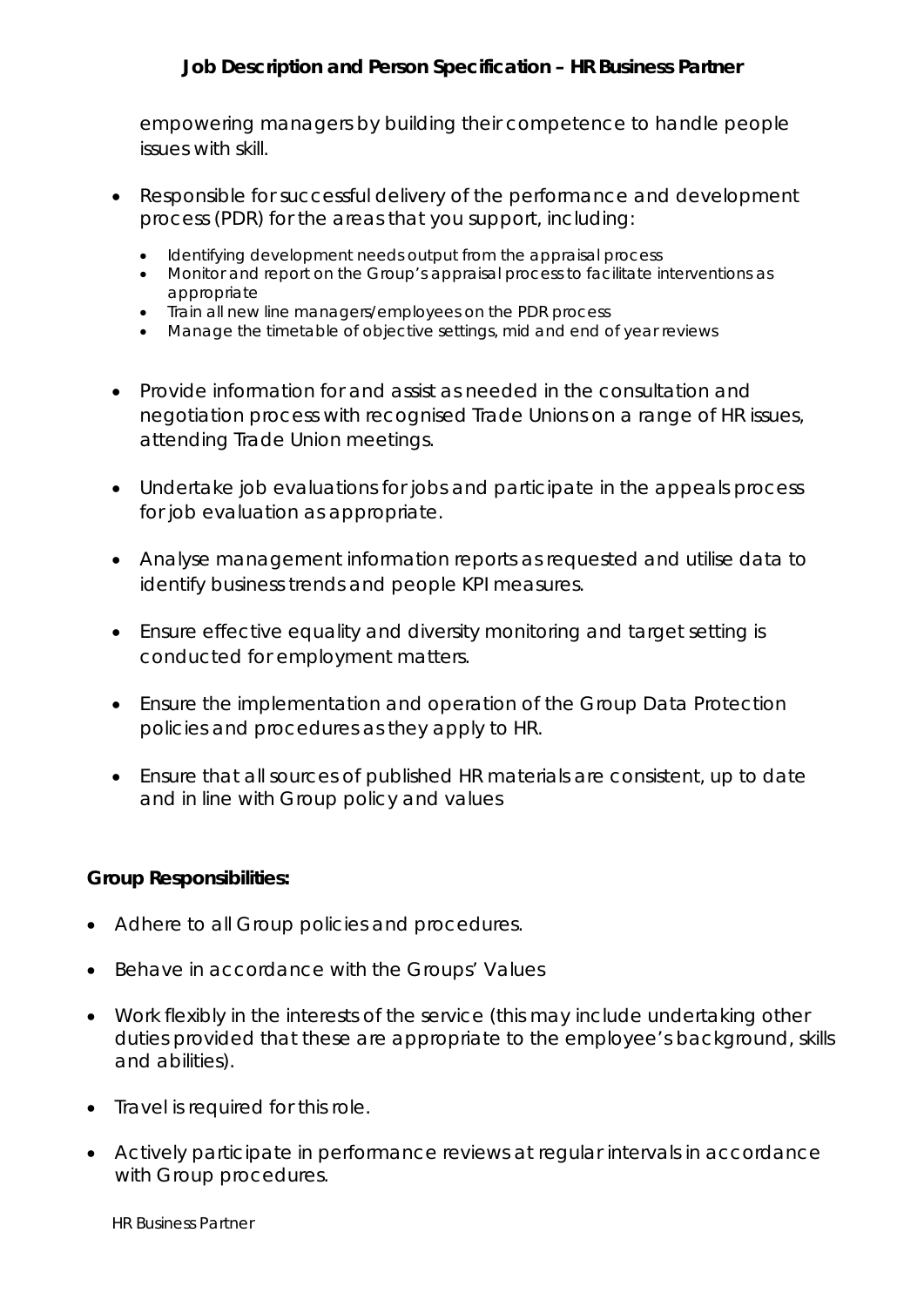empowering managers by building their competence to handle people issues with skill.

- Responsible for successful delivery of the performance and development process (PDR) for the areas that you support, including:
  - Identifying development needs output from the appraisal process
  - Monitor and report on the Group's appraisal process to facilitate interventions as appropriate
  - Train all new line managers/employees on the PDR process
  - Manage the timetable of objective settings, mid and end of year reviews

- Provide information for and assist as needed in the consultation and negotiation process with recognised Trade Unions on a range of HR issues, attending Trade Union meetings.

- Undertake job evaluations for jobs and participate in the appeals process for job evaluation as appropriate.

- Analyse management information reports as requested and utilise data to identify business trends and people KPI measures.

- Ensure effective equality and diversity monitoring and target setting is conducted for employment matters.

- Ensure the implementation and operation of the Group Data Protection policies and procedures as they apply to HR.

- Ensure that all sources of published HR materials are consistent, up to date and in line with Group policy and values

**Group Responsibilities:**

- Adhere to all Group policies and procedures.

- Behave in accordance with the Groups' Values

- Work flexibly in the interests of the service (this may include undertaking other duties provided that these are appropriate to the employee's background, skills and abilities).

- Travel is required for this role.

- Actively participate in performance reviews at regular intervals in accordance with Group procedures.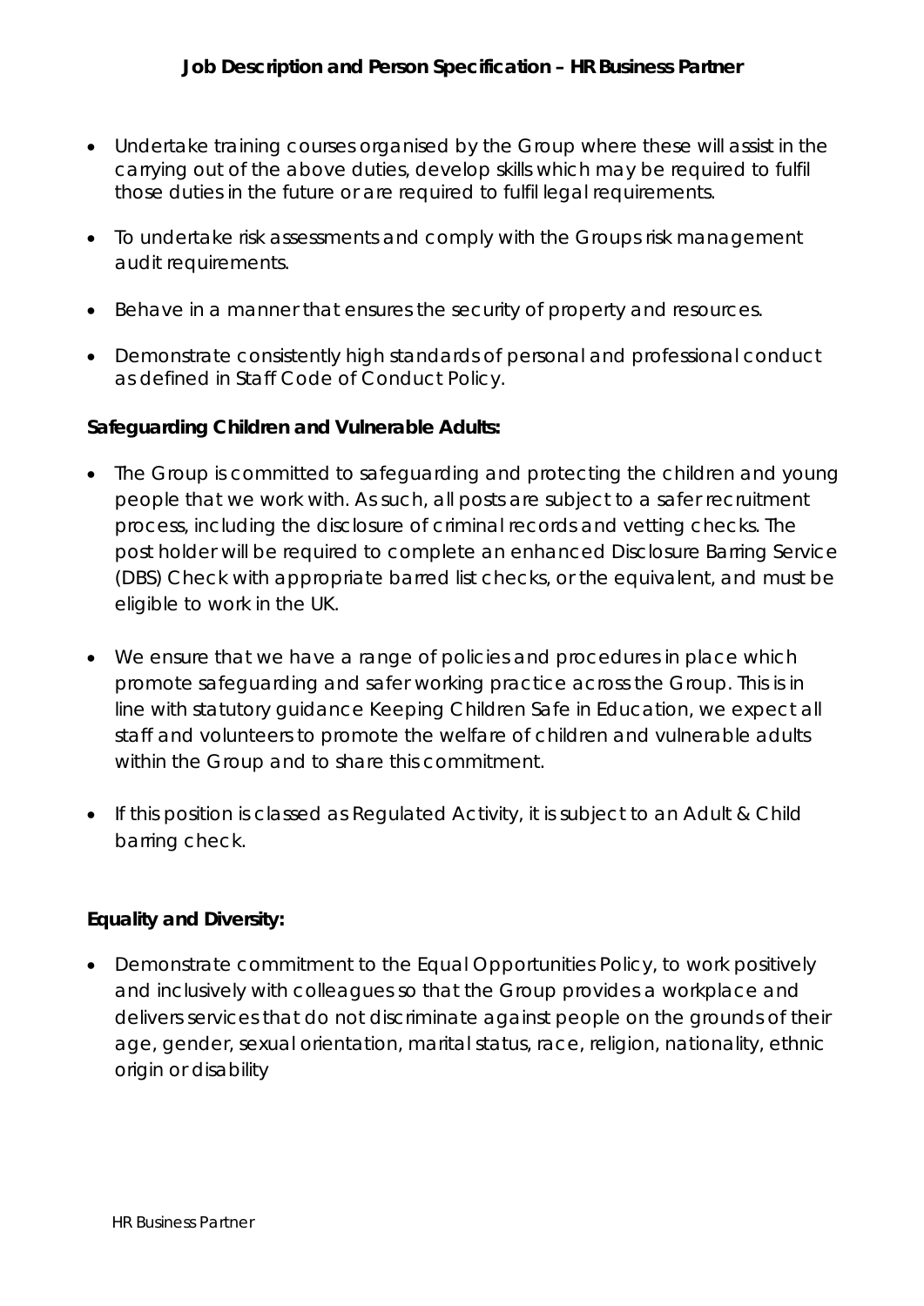- Undertake training courses organised by the Group where these will assist in the carrying out of the above duties, develop skills which may be required to fulfil those duties in the future or are required to fulfil legal requirements.
- To undertake risk assessments and comply with the Groups risk management audit requirements.
- Behave in a manner that ensures the security of property and resources.
- Demonstrate consistently high standards of personal and professional conduct as defined in Staff Code of Conduct Policy.

**Safeguarding Children and Vulnerable Adults:**

- The Group is committed to safeguarding and protecting the children and young people that we work with. As such, all posts are subject to a safer recruitment process, including the disclosure of criminal records and vetting checks. The post holder will be required to complete an enhanced Disclosure Barring Service (DBS) Check with appropriate barred list checks, or the equivalent, and must be eligible to work in the UK.
- We ensure that we have a range of policies and procedures in place which promote safeguarding and safer working practice across the Group. This is in line with statutory guidance Keeping Children Safe in Education, we expect all staff and volunteers to promote the welfare of children and vulnerable adults within the Group and to share this commitment.
- If this position is classed as Regulated Activity, it is subject to an Adult & Child barring check.

**Equality and Diversity:**

- Demonstrate commitment to the Equal Opportunities Policy, to work positively and inclusively with colleagues so that the Group provides a workplace and delivers services that do not discriminate against people on the grounds of their age, gender, sexual orientation, marital status, race, religion, nationality, ethnic origin or disability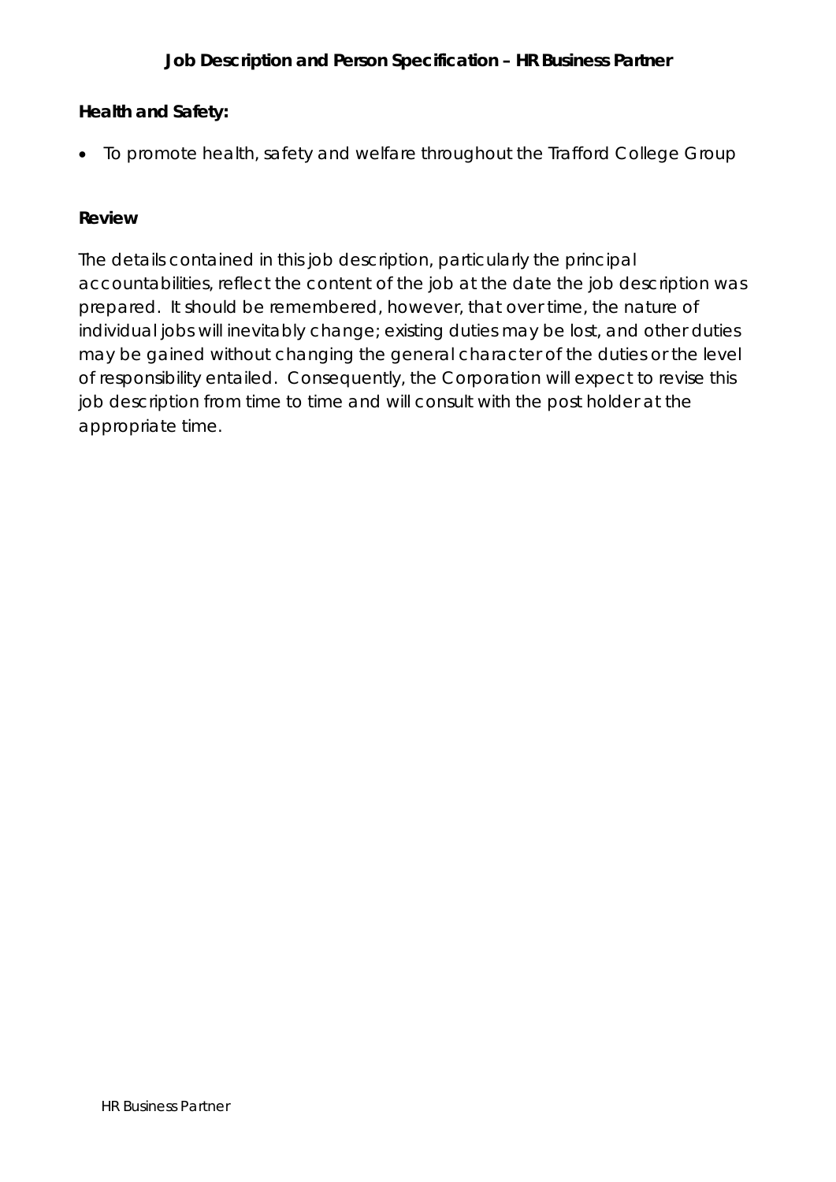**Health and Safety:**

- To promote health, safety and welfare throughout the Trafford College Group

**Review**

The details contained in this job description, particularly the principal accountabilities, reflect the content of the job at the date the job description was prepared. It should be remembered, however, that over time, the nature of individual jobs will inevitably change; existing duties may be lost, and other duties may be gained without changing the general character of the duties or the level of responsibility entailed. Consequently, the Corporation will expect to revise this job description from time to time and will consult with the post holder at the appropriate time.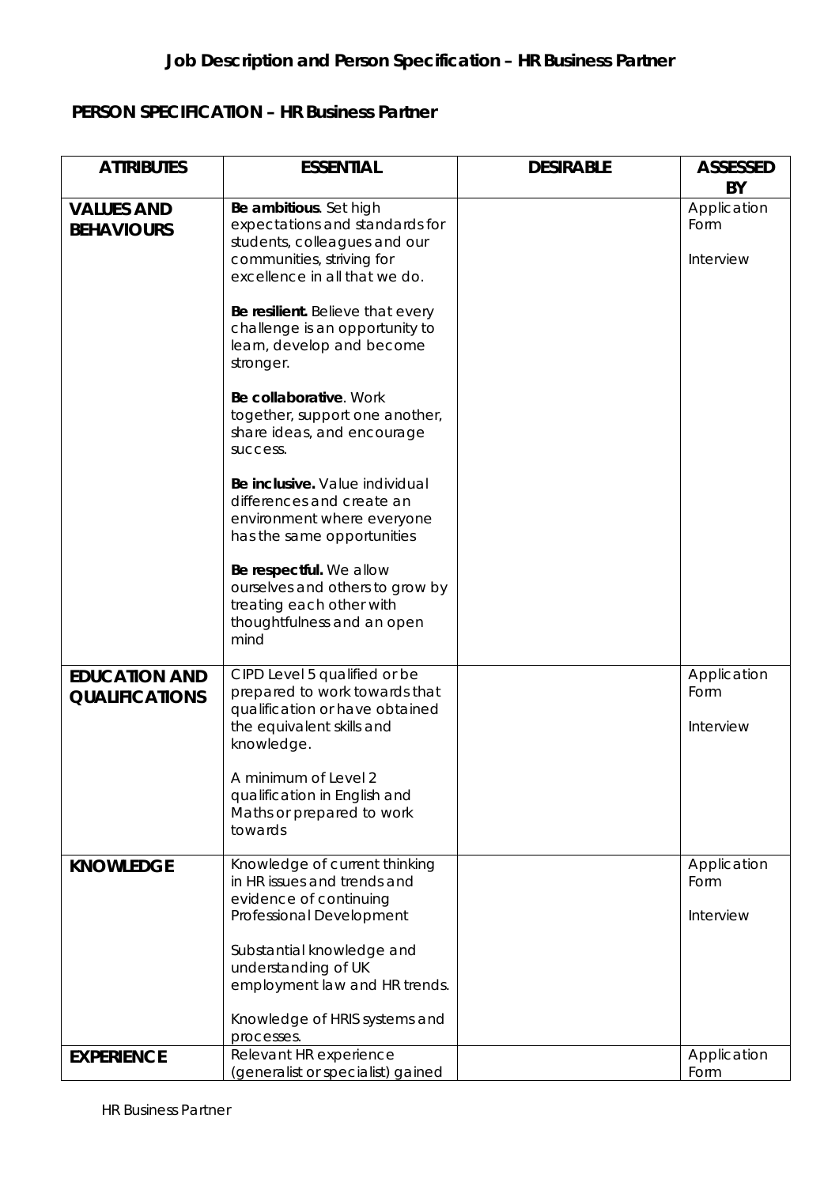## Job Description and Person Specification – HR Business Partner

### PERSON SPECIFICATION – HR Business Partner

| ATTRIBUTES | ESSENTIAL | DESIRABLE | ASSESSED BY |
|---|---|---|---|
| **VALUES AND BEHAVIOURS** | **Be ambitious**. Set high expectations and standards for students, colleagues and our communities, striving for excellence in all that we do.<br><br>**Be resilient.** Believe that every challenge is an opportunity to learn, develop and become stronger.<br><br>**Be collaborative**. Work together, support one another, share ideas, and encourage success.<br><br>**Be inclusive.** Value individual differences and create an environment where everyone has the same opportunities<br><br>**Be respectful.** We allow ourselves and others to grow by treating each other with thoughtfulness and an open mind | | Application Form<br><br>Interview |
| **EDUCATION AND QUALIFICATIONS** | CIPD Level 5 qualified or be prepared to work towards that qualification or have obtained the equivalent skills and knowledge.<br><br>A minimum of Level 2 qualification in English and Maths or prepared to work towards | | Application Form<br><br>Interview |
| **KNOWLEDGE** | Knowledge of current thinking in HR issues and trends and evidence of continuing Professional Development<br><br>Substantial knowledge and understanding of UK employment law and HR trends.<br><br>Knowledge of HRIS systems and processes. | | Application Form<br><br>Interview |
| **EXPERIENCE** | Relevant HR experience (generalist or specialist) gained | | Application Form |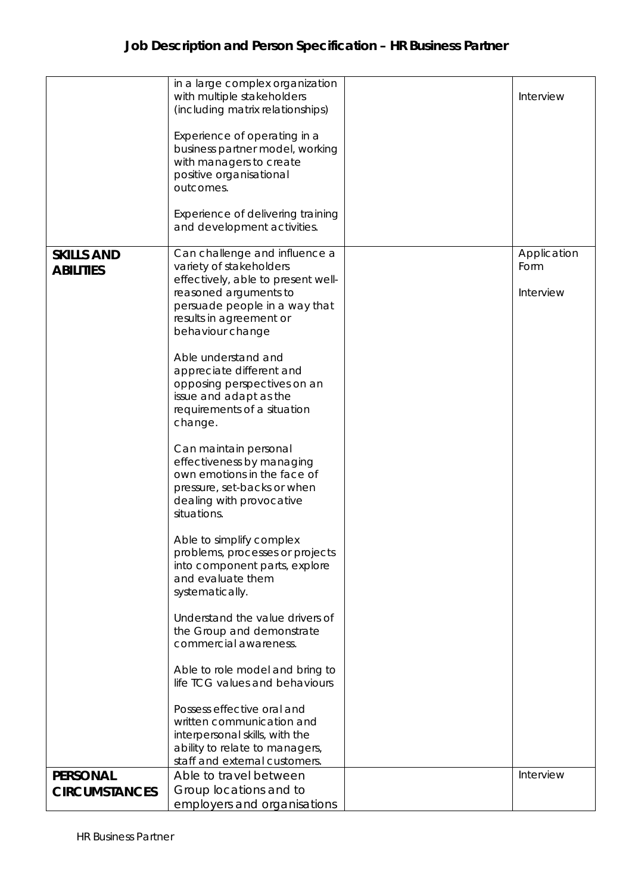# Job Description and Person Specification – HR Business Partner

| | | | |
|---|---|---|---|
| | in a large complex organization with multiple stakeholders (including matrix relationships)<br><br>Experience of operating in a business partner model, working with managers to create positive organisational outcomes.<br><br>Experience of delivering training and development activities. | | Interview |
| **SKILLS AND ABILITIES** | Can challenge and influence a variety of stakeholders effectively, able to present well-reasoned arguments to persuade people in a way that results in agreement or behaviour change<br><br>Able understand and appreciate different and opposing perspectives on an issue and adapt as the requirements of a situation change.<br><br>Can maintain personal effectiveness by managing own emotions in the face of pressure, set-backs or when dealing with provocative situations.<br><br>Able to simplify complex problems, processes or projects into component parts, explore and evaluate them systematically.<br><br>Understand the value drivers of the Group and demonstrate commercial awareness.<br><br>Able to role model and bring to life TCG values and behaviours<br><br>Possess effective oral and written communication and interpersonal skills, with the ability to relate to managers, staff and external customers. | | Application Form<br><br>Interview |
| **PERSONAL CIRCUMSTANCES** | Able to travel between Group locations and to employers and organisations | | Interview |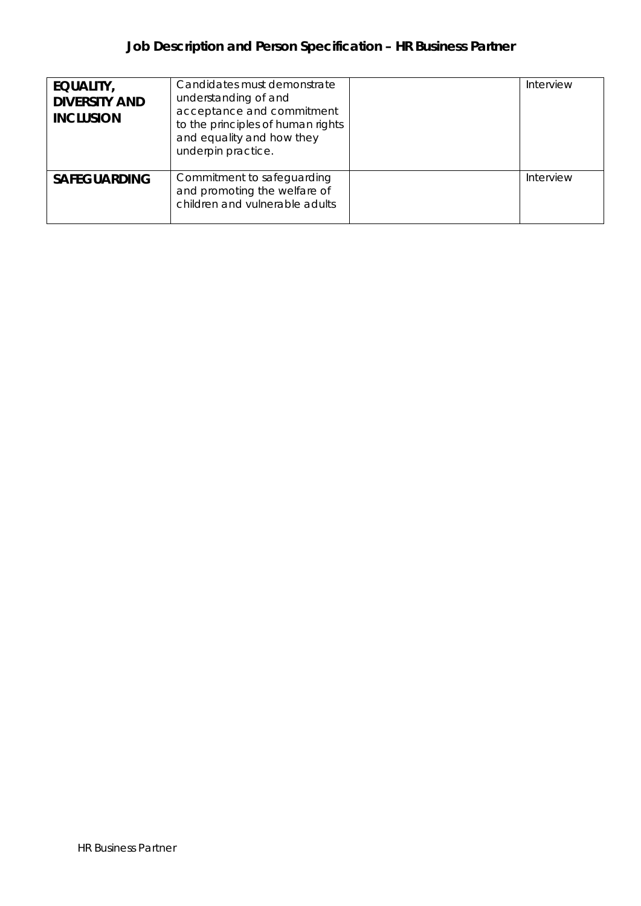| | | | |
|---|---|---|---|
| **EQUALITY, DIVERSITY AND INCLUSION** | Candidates must demonstrate understanding of and acceptance and commitment to the principles of human rights and equality and how they underpin practice. | | Interview |
| **SAFEGUARDING** | Commitment to safeguarding and promoting the welfare of children and vulnerable adults | | Interview |